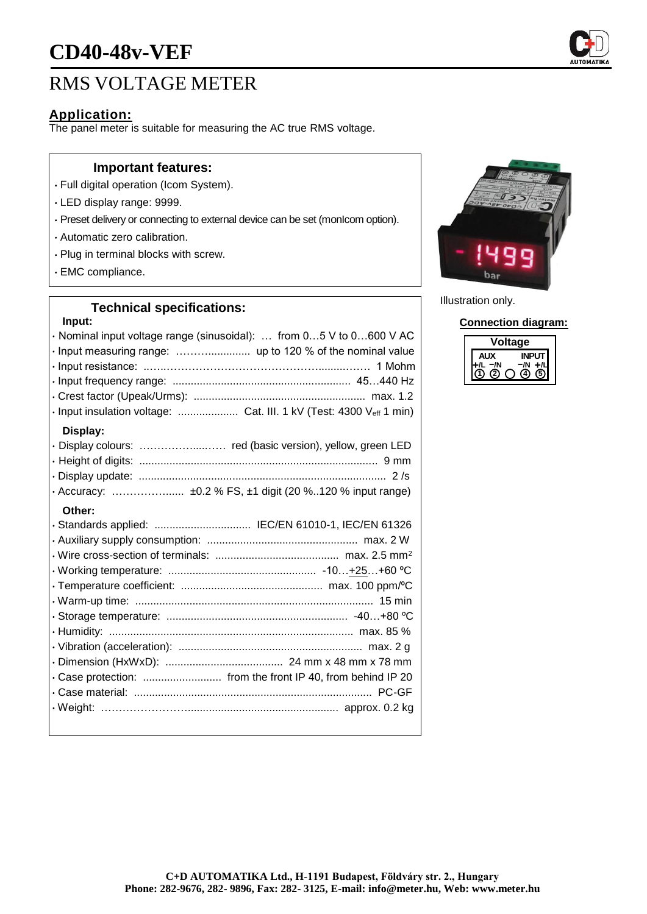# CD40-48v-VEF

## RMS VOLTAGE METER

### Application:

The panel meter is suitable for measuring the AC true RMS voltage.

#### Important features:

- Full digital operation (Icom System).
- LED display range: 9999.
- Preset delivery or connecting to external device can be set (monIcom option).
- Automatic zero calibration.
- Plug in terminal blocks with screw.
- EMC compliance.

Illustration only.

#### Technical specifications:

**Input:**

- Nominal input voltage range (sinusoidal): … from 0…5 V to 0…600 V AC
- Input measuring range: ……….............. up to 120 % of the nominal value
- Input resistance: ...….…………………………………….......……. 1 Mohm
- Input frequency range: ........................................................... 45…440 Hz
- Crest factor (Upeak/Urms): ......................................................... max. 1.2
- Input insulation voltage: .................... Cat. III. 1 kV (Test: 4300 $V_{eff}$ 1 min)

**Display:**

- Display colours: ……………....…… red (basic version), yellow, green LED
- Height of digits: .............................................................................. 9 mm
- Display update: ................................................................................. 2 /s
- Accuracy: ……………...... ±0.2 % FS, ±1 digit (20 %..120 % input range)

**Other:**

- Standards applied: ................................ IEC/EN 61010-1, IEC/EN 61326
- Auxiliary supply consumption: .................................................. max. 2 W
- Wire cross-section of terminals: ......................................... max. 2.5 mm²
- Working temperature: ................................................. -10…+25…+60 ºC
- Temperature coefficient: ............................................... max. 100 ppm/ºC
- Warm-up time: ............................................................................... 15 min
- Storage temperature: ............................................................ -40…+80 ºC
- Humidity: ................................................................................. max. 85 %
- Vibration (acceleration): ............................................................. max. 2 g
- Dimension (HxWxD): ....................................... 24 mm x 48 mm x 78 mm
- Case protection: .......................... from the front IP 40, from behind IP 20
- Case material: .............................................................................. PC-GF
- Weight: ……………………................................................. approx. 0.2 kg

### Connection diagram:

| Voltage | | | | |
|---|---|---|---|---|
| AUX | | | INPUT | |
| +/L | −/N | | −/N | +/L |
| ① | ② | ○ | ④ | ⑤ |

**C+D AUTOMATIKA Ltd., H-1191 Budapest, Földváry str. 2., Hungary**
**Phone: 282-9676, 282- 9896, Fax: 282- 3125, E-mail: info@meter.hu, Web: www.meter.hu**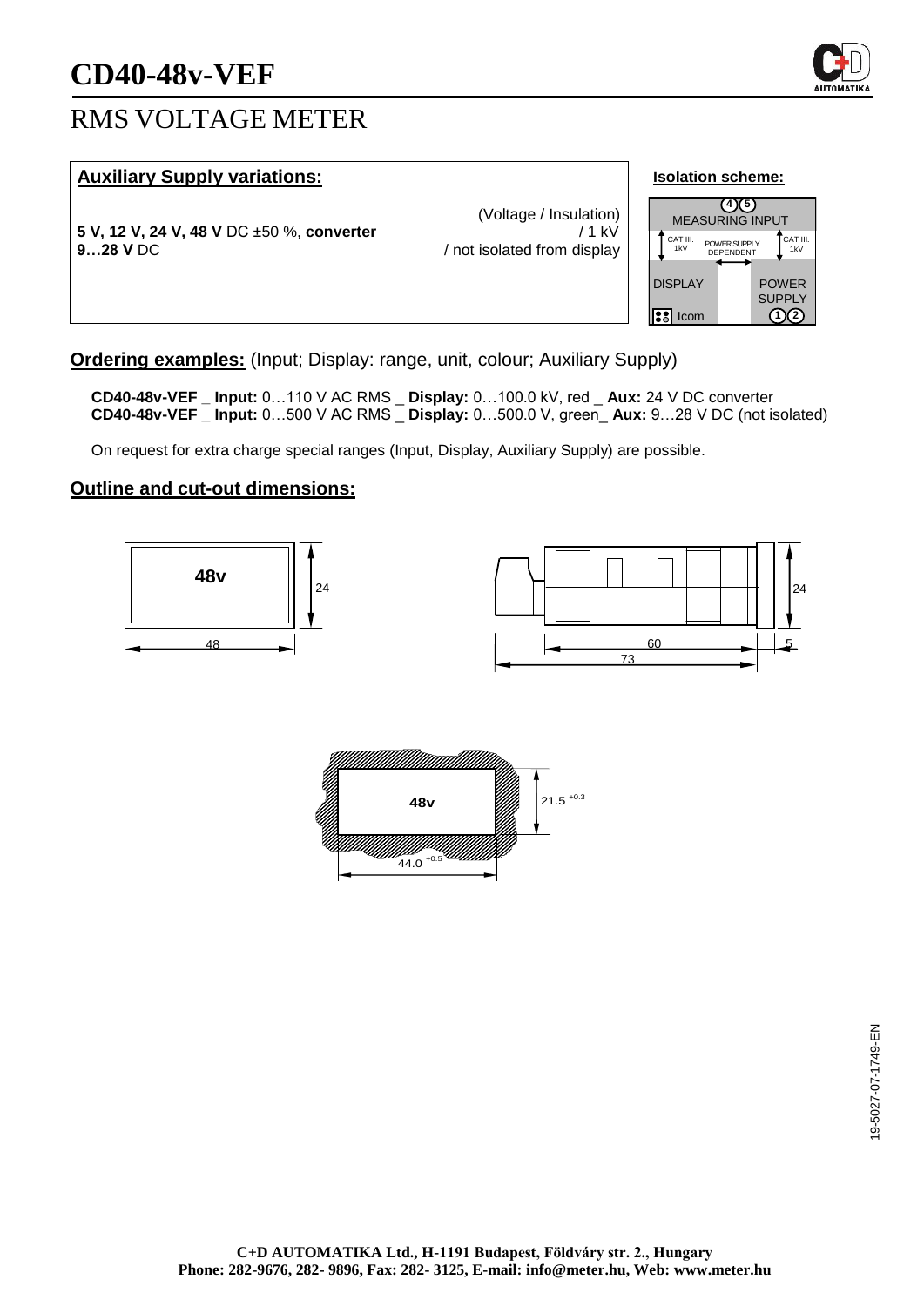# CD40-48v-VEF

## RMS VOLTAGE METER

### Auxiliary Supply variations:

| | (Voltage / Insulation) |
|---|---|
| **5 V, 12 V, 24 V, 48 V** DC ±50 %, **converter** | / 1 kV |
| **9…28 V** DC | / not isolated from display |

### Isolation scheme:

4 5
MEASURING INPUT
CAT III. 1kV
POWER SUPPLY DEPENDENT
CAT III. 1kV
DISPLAY
POWER SUPPLY
Icom
1 2

### Ordering examples: (Input; Display: range, unit, colour; Auxiliary Supply)

**CD40-48v-VEF _ Input:** 0…110 V AC RMS _ **Display:** 0…100.0 kV, red _ **Aux:** 24 V DC converter
**CD40-48v-VEF _ Input:** 0…500 V AC RMS _ **Display:** 0…500.0 V, green_ **Aux:** 9…28 V DC (not isolated)

On request for extra charge special ranges (Input, Display, Auxiliary Supply) are possible.

### Outline and cut-out dimensions:

48v
24
48
24
60
5
73

48v
21.5 $^{+0.3}$
44.0 $^{+0.5}$

19-5027-07-1749-EN

**C+D AUTOMATIKA Ltd., H-1191 Budapest, Földváry str. 2., Hungary**
**Phone: 282-9676, 282- 9896, Fax: 282- 3125, E-mail: info@meter.hu, Web: www.meter.hu**